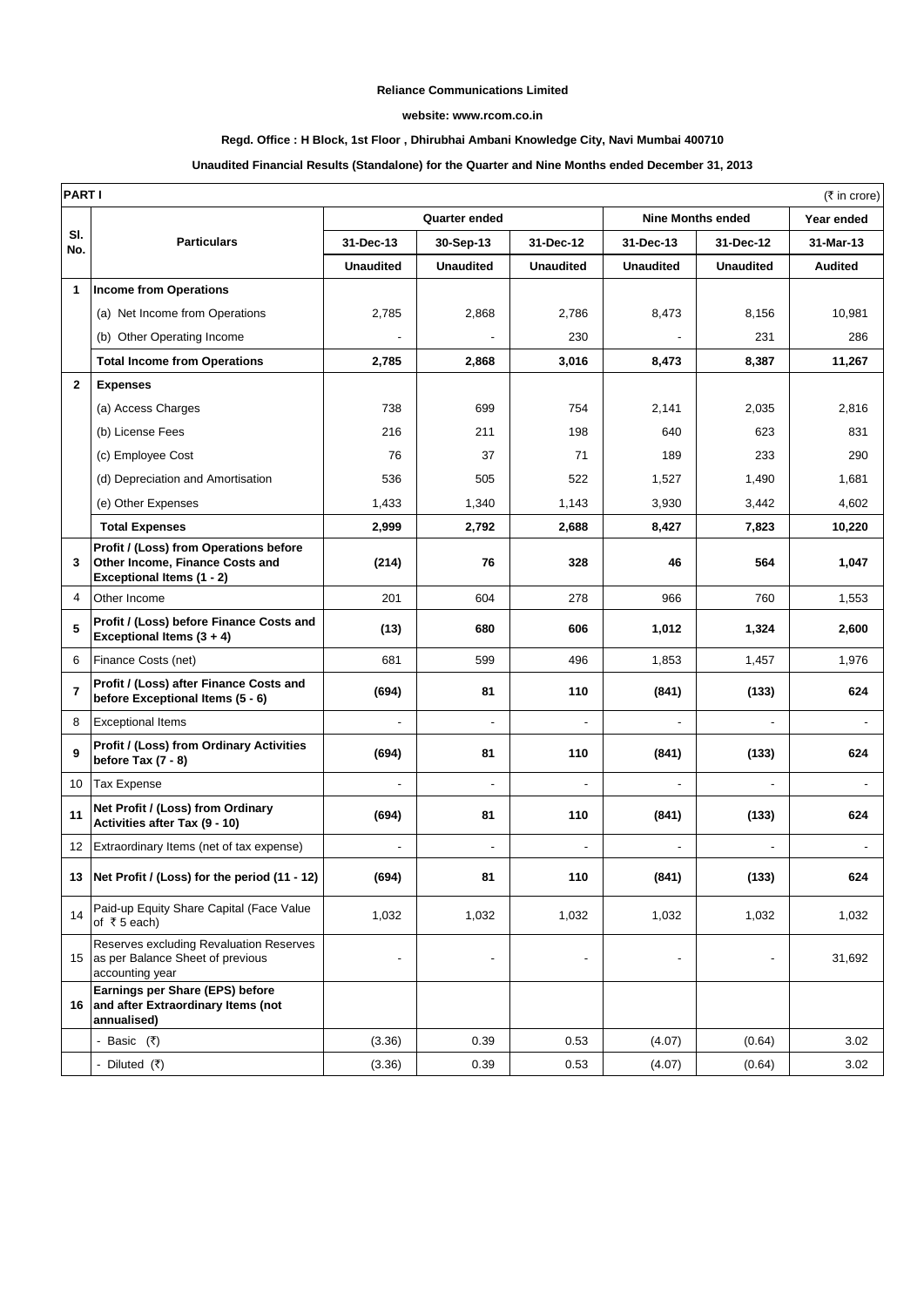**Reliance Communications Limited**

**website: www.rcom.co.in**

**Regd. Office : H Block, 1st Floor , Dhirubhai Ambani Knowledge City, Navi Mumbai 400710**

**Unaudited Financial Results (Standalone) for the Quarter and Nine Months ended December 31, 2013**

**PART I** (₹ in crore)

| Sl. No. | Particulars | Quarter ended | | | Nine Months ended | | Year ended |
|---|---|---|---|---|---|---|---|
| | | 31-Dec-13 | 30-Sep-13 | 31-Dec-12 | 31-Dec-13 | 31-Dec-12 | 31-Mar-13 |
| | | Unaudited | Unaudited | Unaudited | Unaudited | Unaudited | Audited |
| **1** | **Income from Operations** | | | | | | |
| | (a) Net Income from Operations | 2,785 | 2,868 | 2,786 | 8,473 | 8,156 | 10,981 |
| | (b) Other Operating Income | - | - | 230 | - | 231 | 286 |
| | **Total Income from Operations** | **2,785** | **2,868** | **3,016** | **8,473** | **8,387** | **11,267** |
| **2** | **Expenses** | | | | | | |
| | (a) Access Charges | 738 | 699 | 754 | 2,141 | 2,035 | 2,816 |
| | (b) License Fees | 216 | 211 | 198 | 640 | 623 | 831 |
| | (c) Employee Cost | 76 | 37 | 71 | 189 | 233 | 290 |
| | (d) Depreciation and Amortisation | 536 | 505 | 522 | 1,527 | 1,490 | 1,681 |
| | (e) Other Expenses | 1,433 | 1,340 | 1,143 | 3,930 | 3,442 | 4,602 |
| | **Total Expenses** | **2,999** | **2,792** | **2,688** | **8,427** | **7,823** | **10,220** |
| **3** | **Profit / (Loss) from Operations before Other Income, Finance Costs and Exceptional Items (1 - 2)** | **(214)** | **76** | **328** | **46** | **564** | **1,047** |
| 4 | Other Income | 201 | 604 | 278 | 966 | 760 | 1,553 |
| **5** | **Profit / (Loss) before Finance Costs and Exceptional Items (3 + 4)** | **(13)** | **680** | **606** | **1,012** | **1,324** | **2,600** |
| 6 | Finance Costs (net) | 681 | 599 | 496 | 1,853 | 1,457 | 1,976 |
| **7** | **Profit / (Loss) after Finance Costs and before Exceptional Items (5 - 6)** | **(694)** | **81** | **110** | **(841)** | **(133)** | **624** |
| 8 | Exceptional Items | - | - | - | - | - | - |
| **9** | **Profit / (Loss) from Ordinary Activities before Tax (7 - 8)** | **(694)** | **81** | **110** | **(841)** | **(133)** | **624** |
| 10 | Tax Expense | - | - | - | - | - | - |
| **11** | **Net Profit / (Loss) from Ordinary Activities after Tax (9 - 10)** | **(694)** | **81** | **110** | **(841)** | **(133)** | **624** |
| 12 | Extraordinary Items (net of tax expense) | - | - | - | - | - | - |
| **13** | **Net Profit / (Loss) for the period (11 - 12)** | **(694)** | **81** | **110** | **(841)** | **(133)** | **624** |
| 14 | Paid-up Equity Share Capital (Face Value of ₹ 5 each) | 1,032 | 1,032 | 1,032 | 1,032 | 1,032 | 1,032 |
| 15 | Reserves excluding Revaluation Reserves as per Balance Sheet of previous accounting year | - | - | - | - | - | 31,692 |
| **16** | **Earnings per Share (EPS) before and after Extraordinary Items (not annualised)** | | | | | | |
| | - Basic (₹) | (3.36) | 0.39 | 0.53 | (4.07) | (0.64) | 3.02 |
| | - Diluted (₹) | (3.36) | 0.39 | 0.53 | (4.07) | (0.64) | 3.02 |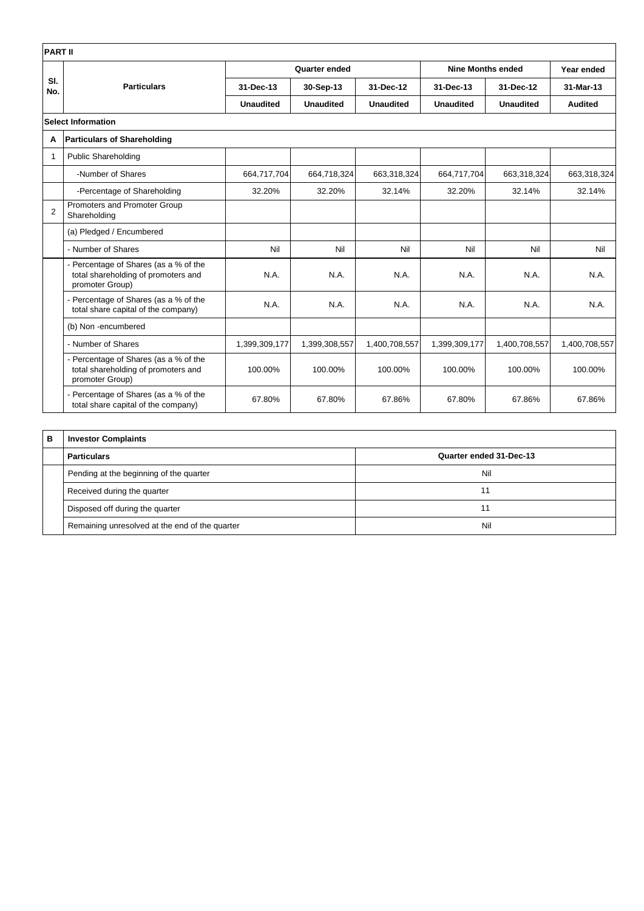**PART II**

| Sl. No. | Particulars | Quarter ended | | | Nine Months ended | | Year ended |
|---|---|---|---|---|---|---|---|
| | | 31-Dec-13 | 30-Sep-13 | 31-Dec-12 | 31-Dec-13 | 31-Dec-12 | 31-Mar-13 |
| | | Unaudited | Unaudited | Unaudited | Unaudited | Unaudited | Audited |
| **Select Information** | | | | | | | |
| **A** | **Particulars of Shareholding** | | | | | | |
| 1 | Public Shareholding | | | | | | |
| | -Number of Shares | 664,717,704 | 664,718,324 | 663,318,324 | 664,717,704 | 663,318,324 | 663,318,324 |
| | -Percentage of Shareholding | 32.20% | 32.20% | 32.14% | 32.20% | 32.14% | 32.14% |
| 2 | Promoters and Promoter Group Shareholding | | | | | | |
| | (a) Pledged / Encumbered | | | | | | |
| | - Number of Shares | Nil | Nil | Nil | Nil | Nil | Nil |
| | - Percentage of Shares (as a % of the total shareholding of promoters and promoter Group) | N.A. | N.A. | N.A. | N.A. | N.A. | N.A. |
| | - Percentage of Shares (as a % of the total share capital of the company) | N.A. | N.A. | N.A. | N.A. | N.A. | N.A. |
| | (b) Non -encumbered | | | | | | |
| | - Number of Shares | 1,399,309,177 | 1,399,308,557 | 1,400,708,557 | 1,399,309,177 | 1,400,708,557 | 1,400,708,557 |
| | - Percentage of Shares (as a % of the total shareholding of promoters and promoter Group) | 100.00% | 100.00% | 100.00% | 100.00% | 100.00% | 100.00% |
| | - Percentage of Shares (as a % of the total share capital of the company) | 67.80% | 67.80% | 67.86% | 67.80% | 67.86% | 67.86% |

| **B** | **Investor Complaints** | |
|---|---|---|
| | **Particulars** | **Quarter ended 31-Dec-13** |
| | Pending at the beginning of the quarter | Nil |
| | Received during the quarter | 11 |
| | Disposed off during the quarter | 11 |
| | Remaining unresolved at the end of the quarter | Nil |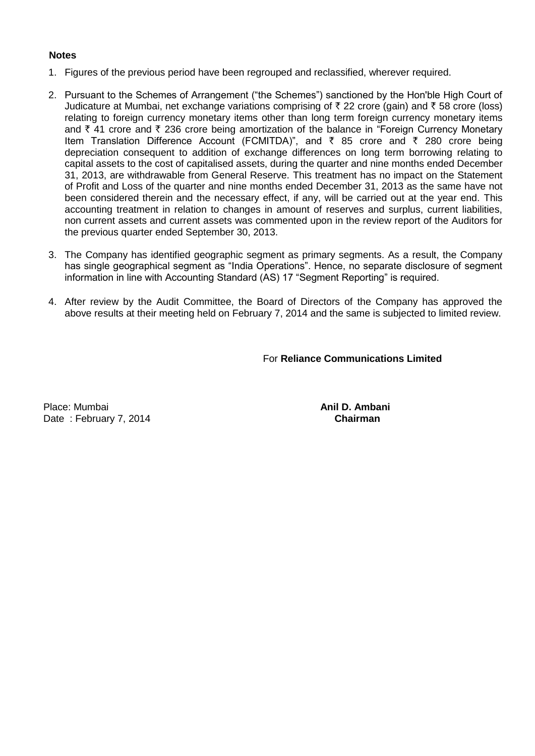**Notes**

1. Figures of the previous period have been regrouped and reclassified, wherever required.

2. Pursuant to the Schemes of Arrangement ("the Schemes") sanctioned by the Hon'ble High Court of Judicature at Mumbai, net exchange variations comprising of ₹ 22 crore (gain) and ₹ 58 crore (loss) relating to foreign currency monetary items other than long term foreign currency monetary items and ₹ 41 crore and ₹ 236 crore being amortization of the balance in "Foreign Currency Monetary Item Translation Difference Account (FCMITDA)", and ₹ 85 crore and ₹ 280 crore being depreciation consequent to addition of exchange differences on long term borrowing relating to capital assets to the cost of capitalised assets, during the quarter and nine months ended December 31, 2013, are withdrawable from General Reserve. This treatment has no impact on the Statement of Profit and Loss of the quarter and nine months ended December 31, 2013 as the same have not been considered therein and the necessary effect, if any, will be carried out at the year end. This accounting treatment in relation to changes in amount of reserves and surplus, current liabilities, non current assets and current assets was commented upon in the review report of the Auditors for the previous quarter ended September 30, 2013.

3. The Company has identified geographic segment as primary segments. As a result, the Company has single geographical segment as "India Operations". Hence, no separate disclosure of segment information in line with Accounting Standard (AS) 17 "Segment Reporting" is required.

4. After review by the Audit Committee, the Board of Directors of the Company has approved the above results at their meeting held on February 7, 2014 and the same is subjected to limited review.

For **Reliance Communications Limited**

Place: Mumbai
Date : February 7, 2014

**Anil D. Ambani**
**Chairman**